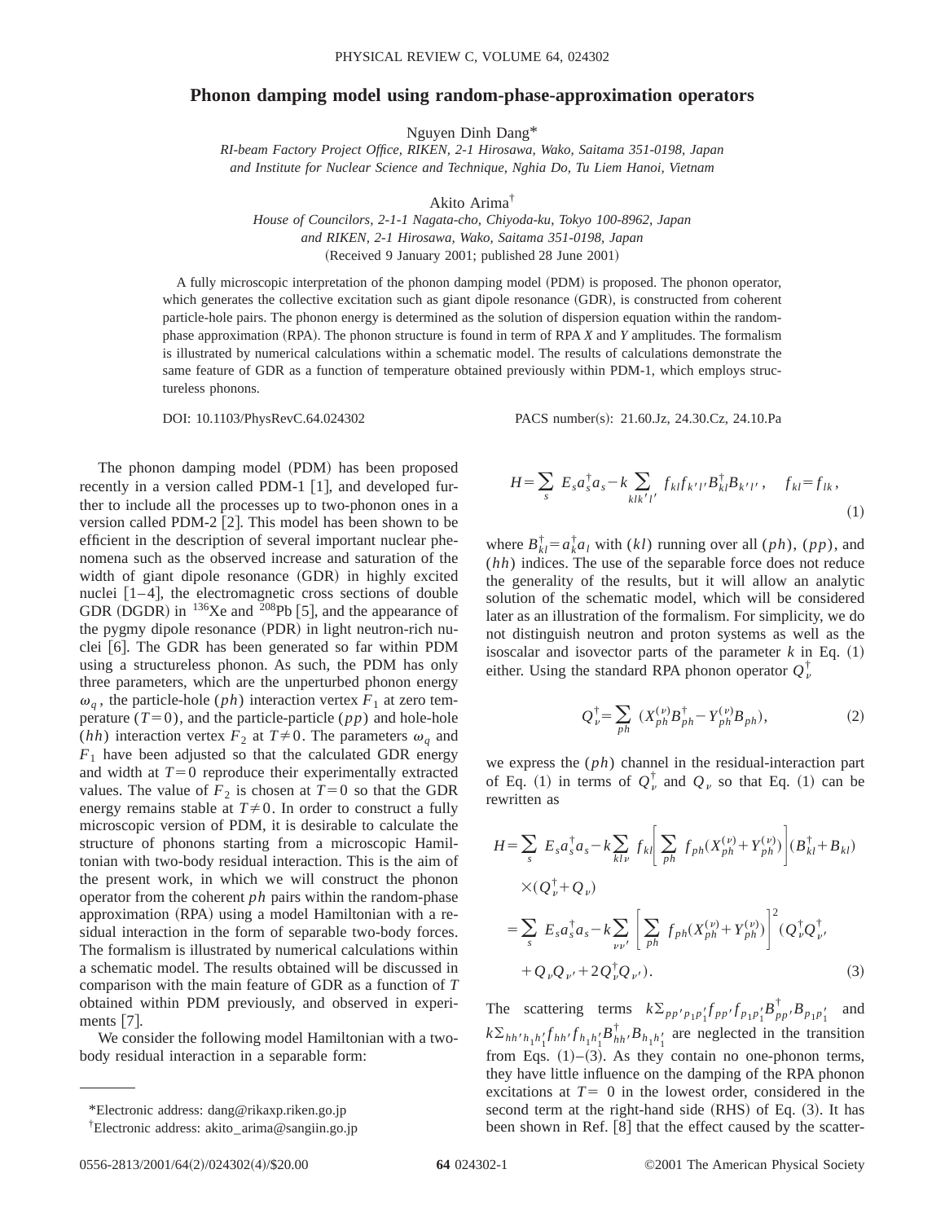# Phonon damping model using random-phase-approximation operators

Nguyen Dinh Dang*

*RI-beam Factory Project Office, RIKEN, 2-1 Hirosawa, Wako, Saitama 351-0198, Japan and Institute for Nuclear Science and Technique, Nghia Do, Tu Liem Hanoi, Vietnam*

Akito Arima†

*House of Councilors, 2-1-1 Nagata-cho, Chiyoda-ku, Tokyo 100-8962, Japan and RIKEN, 2-1 Hirosawa, Wako, Saitama 351-0198, Japan*

(Received 9 January 2001; published 28 June 2001)

A fully microscopic interpretation of the phonon damping model (PDM) is proposed. The phonon operator, which generates the collective excitation such as giant dipole resonance (GDR), is constructed from coherent particle-hole pairs. The phonon energy is determined as the solution of dispersion equation within the random-phase approximation (RPA). The phonon structure is found in term of RPA $X$ and $Y$ amplitudes. The formalism is illustrated by numerical calculations within a schematic model. The results of calculations demonstrate the same feature of GDR as a function of temperature obtained previously within PDM-1, which employs structureless phonons.

DOI: 10.1103/PhysRevC.64.024302 PACS number(s): 21.60.Jz, 24.30.Cz, 24.10.Pa

The phonon damping model (PDM) has been proposed recently in a version called PDM-1 [1], and developed further to include all the processes up to two-phonon ones in a version called PDM-2 [2]. This model has been shown to be efficient in the description of several important nuclear phenomena such as the observed increase and saturation of the width of giant dipole resonance (GDR) in highly excited nuclei [1–4], the electromagnetic cross sections of double GDR (DGDR) in $^{136}$Xe and $^{208}$Pb [5], and the appearance of the pygmy dipole resonance (PDR) in light neutron-rich nuclei [6]. The GDR has been generated so far within PDM using a structureless phonon. As such, the PDM has only three parameters, which are the unperturbed phonon energy $\omega_q$, the particle-hole ($ph$) interaction vertex $F_1$ at zero temperature ($T=0$), and the particle-particle ($pp$) and hole-hole ($hh$) interaction vertex $F_2$ at $T\neq 0$. The parameters $\omega_q$ and $F_1$ have been adjusted so that the calculated GDR energy and width at $T=0$ reproduce their experimentally extracted values. The value of $F_2$ is chosen at $T=0$ so that the GDR energy remains stable at $T\neq 0$. In order to construct a fully microscopic version of PDM, it is desirable to calculate the structure of phonons starting from a microscopic Hamiltonian with two-body residual interaction. This is the aim of the present work, in which we will construct the phonon operator from the coherent $ph$ pairs within the random-phase approximation (RPA) using a model Hamiltonian with a residual interaction in the form of separable two-body forces. The formalism is illustrated by numerical calculations within a schematic model. The results obtained will be discussed in comparison with the main feature of GDR as a function of $T$ obtained within PDM previously, and observed in experiments [7].

We consider the following model Hamiltonian with a two-body residual interaction in a separable form:

$$H=\sum_{s} E_s a_s^{\dagger}a_s - k\sum_{klk'l'} f_{kl}f_{k'l'}B_{kl}^{\dagger}B_{k'l'}, \quad f_{kl}=f_{lk}, \tag{1}$$

where $B_{kl}^{\dagger}=a_k^{\dagger}a_l$ with $(kl)$ running over all $(ph)$, $(pp)$, and $(hh)$ indices. The use of the separable force does not reduce the generality of the results, but it will allow an analytic solution of the schematic model, which will be considered later as an illustration of the formalism. For simplicity, we do not distinguish neutron and proton systems as well as the isoscalar and isovector parts of the parameter $k$ in Eq. (1) either. Using the standard RPA phonon operator $Q_{\nu}^{\dagger}$

$$Q_{\nu}^{\dagger}=\sum_{ph}\left(X_{ph}^{(\nu)}B_{ph}^{\dagger}-Y_{ph}^{(\nu)}B_{ph}\right), \tag{2}$$

we express the $(ph)$ channel in the residual-interaction part of Eq. (1) in terms of $Q_{\nu}^{\dagger}$ and $Q_{\nu}$ so that Eq. (1) can be rewritten as

$$\begin{aligned}
H&=\sum_{s} E_s a_s^{\dagger}a_s - k\sum_{kl\nu} f_{kl}\left[\sum_{ph} f_{ph}\left(X_{ph}^{(\nu)}+Y_{ph}^{(\nu)}\right)\right](B_{kl}^{\dagger}+B_{kl})\\
&\quad\times(Q_{\nu}^{\dagger}+Q_{\nu})\\
&=\sum_{s} E_s a_s^{\dagger}a_s - k\sum_{\nu\nu'}\left[\sum_{ph} f_{ph}\left(X_{ph}^{(\nu)}+Y_{ph}^{(\nu)}\right)\right]^2 (Q_{\nu}^{\dagger}Q_{\nu'}^{\dagger}\\
&\quad+Q_{\nu}Q_{\nu'}+2Q_{\nu}^{\dagger}Q_{\nu'}).
\end{aligned} \tag{3}$$

The scattering terms $k\Sigma_{pp'p_1p_1'}f_{pp'}f_{p_1p_1'}B_{pp'}^{\dagger}B_{p_1p_1'}$ and $k\Sigma_{hh'h_1h_1'}f_{hh'}f_{h_1h_1'}B_{hh'}^{\dagger}B_{h_1h_1'}$ are neglected in the transition from Eqs. (1)–(3). As they contain no one-phonon terms, they have little influence on the damping of the RPA phonon excitations at $T=0$ in the lowest order, considered in the second term at the right-hand side (RHS) of Eq. (3). It has been shown in Ref. [8] that the effect caused by the scatter-

*Electronic address: dang@rikaxp.riken.go.jp

†Electronic address: akito_arima@sangiin.go.jp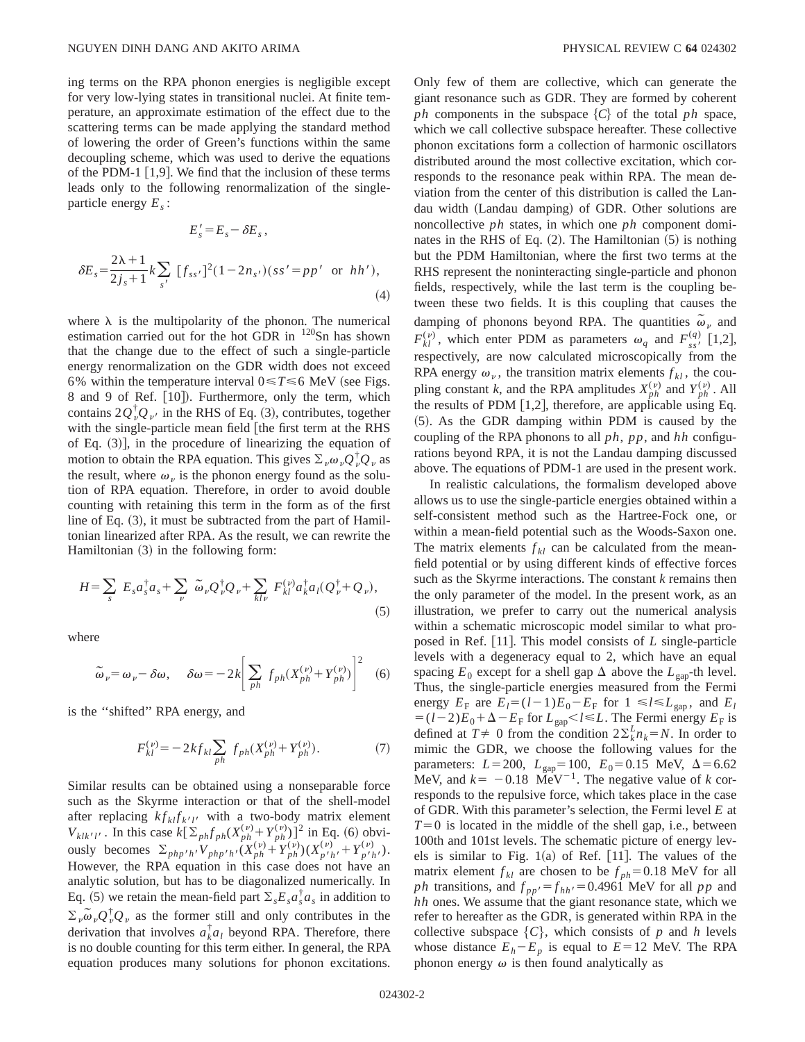ing terms on the RPA phonon energies is negligible except for very low-lying states in transitional nuclei. At finite temperature, an approximate estimation of the effect due to the scattering terms can be made applying the standard method of lowering the order of Green's functions within the same decoupling scheme, which was used to derive the equations of the PDM-1 [1,9]. We find that the inclusion of these terms leads only to the following renormalization of the single-particle energy $E_s$:

$$E_s' = E_s - \delta E_s,$$

$$\delta E_s = \frac{2\lambda+1}{2j_s+1} k \sum_{s'} [f_{ss'}]^2 (1-2n_{s'}) (ss' = pp' \text{ or } hh'), \tag{4}$$

where $\lambda$ is the multipolarity of the phonon. The numerical estimation carried out for the hot GDR in $^{120}$Sn has shown that the change due to the effect of such a single-particle energy renormalization on the GDR width does not exceed 6% within the temperature interval $0 \leqslant T \leqslant 6$ MeV (see Figs. 8 and 9 of Ref. [10]). Furthermore, only the term, which contains $2Q_\nu^\dagger Q_{\nu'}$ in the RHS of Eq. (3), contributes, together with the single-particle mean field [the first term at the RHS of Eq. (3)], in the procedure of linearizing the equation of motion to obtain the RPA equation. This gives $\Sigma_\nu \omega_\nu Q_\nu^\dagger Q_\nu$ as the result, where $\omega_\nu$ is the phonon energy found as the solution of RPA equation. Therefore, in order to avoid double counting with retaining this term in the form as of the first line of Eq. (3), it must be subtracted from the part of Hamiltonian linearized after RPA. As the result, we can rewrite the Hamiltonian (3) in the following form:

$$H = \sum_s E_s a_s^\dagger a_s + \sum_\nu \tilde{\omega}_\nu Q_\nu^\dagger Q_\nu + \sum_{kl\nu} F_{kl}^{(\nu)} a_k^\dagger a_l (Q_\nu^\dagger + Q_\nu), \tag{5}$$

where

$$\tilde{\omega}_\nu = \omega_\nu - \delta\omega, \quad \delta\omega = -2k\left[\sum_{ph} f_{ph}(X_{ph}^{(\nu)} + Y_{ph}^{(\nu)})\right]^2 \tag{6}$$

is the "shifted" RPA energy, and

$$F_{kl}^{(\nu)} = -2k f_{kl} \sum_{ph} f_{ph}(X_{ph}^{(\nu)} + Y_{ph}^{(\nu)}). \tag{7}$$

Similar results can be obtained using a nonseparable force such as the Skyrme interaction or that of the shell-model after replacing $kf_{kl}f_{k'l'}$ with a two-body matrix element $V_{klk'l'}$. In this case $k[\Sigma_{ph} f_{ph}(X_{ph}^{(\nu)} + Y_{ph}^{(\nu)})]^2$ in Eq. (6) obviously becomes $\Sigma_{php'h'} V_{php'h'} (X_{ph}^{(\nu)} + Y_{ph}^{(\nu)})(X_{p'h'}^{(\nu)} + Y_{p'h'}^{(\nu)})$. However, the RPA equation in this case does not have an analytic solution, but has to be diagonalized numerically. In Eq. (5) we retain the mean-field part $\Sigma_s E_s a_s^\dagger a_s$ in addition to $\Sigma_\nu \tilde{\omega}_\nu Q_\nu^\dagger Q_\nu$ as the former still and only contributes in the derivation that involves $a_k^\dagger a_l$ beyond RPA. Therefore, there is no double counting for this term either. In general, the RPA equation produces many solutions for phonon excitations. Only few of them are collective, which can generate the giant resonance such as GDR. They are formed by coherent $ph$ components in the subspace $\{C\}$ of the total $ph$ space, which we call collective subspace hereafter. These collective phonon excitations form a collection of harmonic oscillators distributed around the most collective excitation, which corresponds to the resonance peak within RPA. The mean deviation from the center of this distribution is called the Landau width (Landau damping) of GDR. Other solutions are noncollective $ph$ states, in which one $ph$ component dominates in the RHS of Eq. (2). The Hamiltonian (5) is nothing but the PDM Hamiltonian, where the first two terms at the RHS represent the noninteracting single-particle and phonon fields, respectively, while the last term is the coupling between these two fields. It is this coupling that causes the damping of phonons beyond RPA. The quantities $\tilde{\omega}_\nu$ and $F_{kl}^{(\nu)}$, which enter PDM as parameters $\omega_q$ and $F_{ss'}^{(q)}$ [1,2], respectively, are now calculated microscopically from the RPA energy $\omega_\nu$, the transition matrix elements $f_{kl}$, the coupling constant $k$, and the RPA amplitudes $X_{ph}^{(\nu)}$ and $Y_{ph}^{(\nu)}$. All the results of PDM [1,2], therefore, are applicable using Eq. (5). As the GDR damping within PDM is caused by the coupling of the RPA phonons to all $ph$, $pp$, and $hh$ configurations beyond RPA, it is not the Landau damping discussed above. The equations of PDM-1 are used in the present work.

In realistic calculations, the formalism developed above allows us to use the single-particle energies obtained within a self-consistent method such as the Hartree-Fock one, or within a mean-field potential such as the Woods-Saxon one. The matrix elements $f_{kl}$ can be calculated from the mean-field potential or by using different kinds of effective forces such as the Skyrme interactions. The constant $k$ remains then the only parameter of the model. In the present work, as an illustration, we prefer to carry out the numerical analysis within a schematic microscopic model similar to what proposed in Ref. [11]. This model consists of $L$ single-particle levels with a degeneracy equal to 2, which have an equal spacing $E_0$ except for a shell gap $\Delta$ above the $L_{\rm gap}$-th level. Thus, the single-particle energies measured from the Fermi energy $E_{\rm F}$ are $E_l = (l-1)E_0 - E_{\rm F}$ for $1 \leqslant l \leqslant L_{\rm gap}$, and $E_l = (l-2)E_0 + \Delta - E_{\rm F}$ for $L_{\rm gap} < l \leqslant L$. The Fermi energy $E_{\rm F}$ is defined at $T \neq 0$ from the condition $2\Sigma_k^L n_k = N$. In order to mimic the GDR, we choose the following values for the parameters: $L=200$, $L_{\rm gap}=100$, $E_0=0.15$ MeV, $\Delta=6.62$ MeV, and $k=-0.18$ MeV$^{-1}$. The negative value of $k$ corresponds to the repulsive force, which takes place in the case of GDR. With this parameter's selection, the Fermi level $E$ at $T=0$ is located in the middle of the shell gap, i.e., between 100th and 101st levels. The schematic picture of energy levels is similar to Fig. 1(a) of Ref. [11]. The values of the matrix element $f_{kl}$ are chosen to be $f_{ph}=0.18$ MeV for all $ph$ transitions, and $f_{pp'}=f_{hh'}=0.4961$ MeV for all $pp$ and $hh$ ones. We assume that the giant resonance state, which we refer to hereafter as the GDR, is generated within RPA in the collective subspace $\{C\}$, which consists of $p$ and $h$ levels whose distance $E_h - E_p$ is equal to $E=12$ MeV. The RPA phonon energy $\omega$ is then found analytically as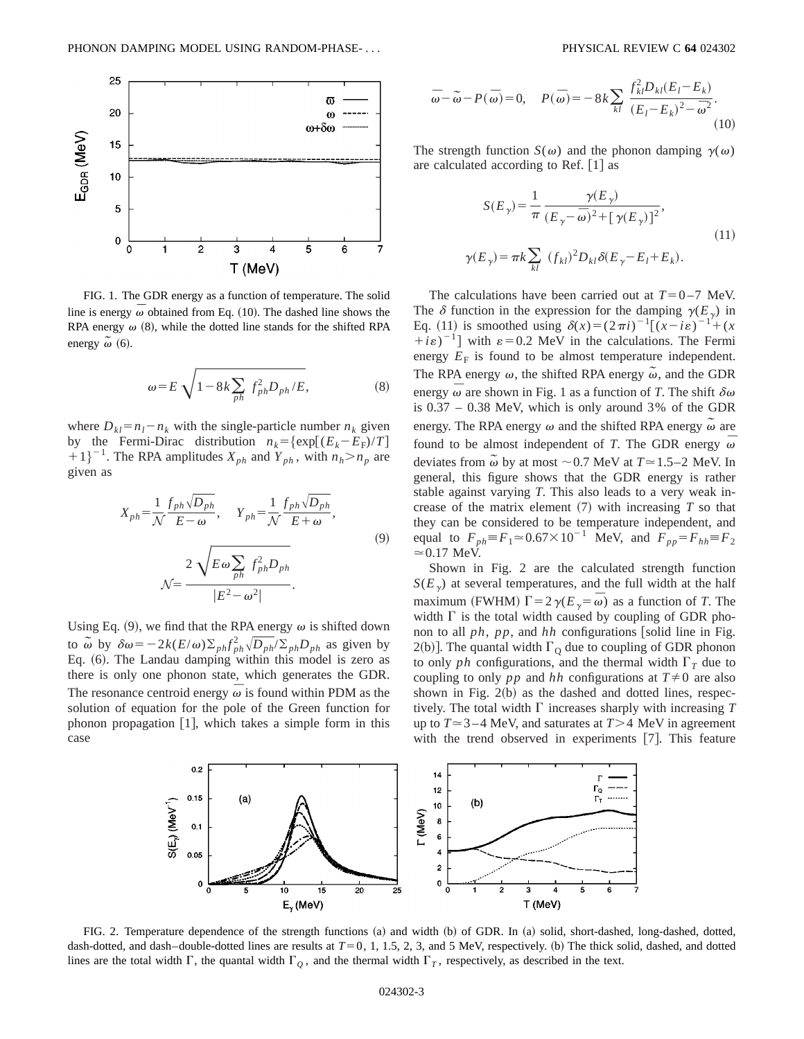FIG. 1. The GDR energy as a function of temperature. The solid line is energy $\bar{\omega}$ obtained from Eq. (10). The dashed line shows the RPA energy $\omega$ (8), while the dotted line stands for the shifted RPA energy $\tilde{\omega}$ (6).

$$\omega = E\sqrt{1 - 8k\sum_{ph} f_{ph}^2 D_{ph}/E}, \tag{8}$$

where $D_{kl} = n_l - n_k$ with the single-particle number $n_k$ given by the Fermi-Dirac distribution $n_k = \{\exp[(E_k - E_F)/T] + 1\}^{-1}$. The RPA amplitudes $X_{ph}$ and $Y_{ph}$, with $n_h > n_p$ are given as

$$X_{ph} = \frac{1}{\mathcal{N}}\frac{f_{ph}\sqrt{D_{ph}}}{E-\omega}, \quad Y_{ph} = \frac{1}{\mathcal{N}}\frac{f_{ph}\sqrt{D_{ph}}}{E+\omega},$$
$$\mathcal{N} = \frac{2\sqrt{E\omega\sum_{ph} f_{ph}^2 D_{ph}}}{|E^2 - \omega^2|}. \tag{9}$$

Using Eq. (9), we find that the RPA energy $\omega$ is shifted down to $\tilde{\omega}$ by $\delta\omega = -2k(E/\omega)\Sigma_{ph} f_{ph}^2\sqrt{D_{ph}}/\Sigma_{ph} D_{ph}$ as given by Eq. (6). The Landau damping within this model is zero as there is only one phonon state, which generates the GDR. The resonance centroid energy $\bar{\omega}$ is found within PDM as the solution of equation for the pole of the Green function for phonon propagation [1], which takes a simple form in this case

$$\bar{\omega} - \tilde{\omega} - P(\bar{\omega}) = 0, \quad P(\bar{\omega}) = -8k\sum_{kl}\frac{f_{kl}^2 D_{kl}(E_l - E_k)}{(E_l - E_k)^2 - \bar{\omega}^2}. \tag{10}$$

The strength function $S(\omega)$ and the phonon damping $\gamma(\omega)$ are calculated according to Ref. [1] as

$$S(E_\gamma) = \frac{1}{\pi}\frac{\gamma(E_\gamma)}{(E_\gamma - \bar{\omega})^2 + [\gamma(E_\gamma)]^2},$$
$$\gamma(E_\gamma) = \pi k\sum_{kl}(f_{kl})^2 D_{kl}\delta(E_\gamma - E_l + E_k). \tag{11}$$

The calculations have been carried out at $T = 0-7$ MeV. The $\delta$ function in the expression for the damping $\gamma(E_\gamma)$ in Eq. (11) is smoothed using $\delta(x) = (2\pi i)^{-1}[(x - i\varepsilon)^{-1} + (x + i\varepsilon)^{-1}]$ with $\varepsilon = 0.2$ MeV in the calculations. The Fermi energy $E_F$ is found to be almost temperature independent. The RPA energy $\omega$, the shifted RPA energy $\tilde{\omega}$, and the GDR energy $\bar{\omega}$ are shown in Fig. 1 as a function of $T$. The shift $\delta\omega$ is 0.37 – 0.38 MeV, which is only around 3% of the GDR energy. The RPA energy $\omega$ and the shifted RPA energy $\tilde{\omega}$ are found to be almost independent of $T$. The GDR energy $\bar{\omega}$ deviates from $\tilde{\omega}$ by at most $\sim 0.7$ MeV at $T \simeq 1.5-2$ MeV. In general, this figure shows that the GDR energy is rather stable against varying $T$. This also leads to a very weak increase of the matrix element (7) with increasing $T$ so that they can be considered to be temperature independent, and equal to $F_{ph} \equiv F_1 \simeq 0.67 \times 10^{-1}$ MeV, and $F_{pp} = F_{hh} \equiv F_2 \simeq 0.17$ MeV.

Shown in Fig. 2 are the calculated strength function $S(E_\gamma)$ at several temperatures, and the full width at the half maximum (FWHM) $\Gamma = 2\gamma(E_\gamma = \bar{\omega})$ as a function of $T$. The width $\Gamma$ is the total width caused by coupling of GDR phonon to all $ph$, $pp$, and $hh$ configurations [solid line in Fig. 2(b)]. The quantal width $\Gamma_Q$ due to coupling of GDR phonon to only $ph$ configurations, and the thermal width $\Gamma_T$ due to coupling to only $pp$ and $hh$ configurations at $T \neq 0$ are also shown in Fig. 2(b) as the dashed and dotted lines, respectively. The total width $\Gamma$ increases sharply with increasing $T$ up to $T \simeq 3-4$ MeV, and saturates at $T > 4$ MeV in agreement with the trend observed in experiments [7]. This feature

FIG. 2. Temperature dependence of the strength functions (a) and width (b) of GDR. In (a) solid, short-dashed, long-dashed, dotted, dash-dotted, and dash–double-dotted lines are results at $T = 0$, 1, 1.5, 2, 3, and 5 MeV, respectively. (b) The thick solid, dashed, and dotted lines are the total width $\Gamma$, the quantal width $\Gamma_Q$, and the thermal width $\Gamma_T$, respectively, as described in the text.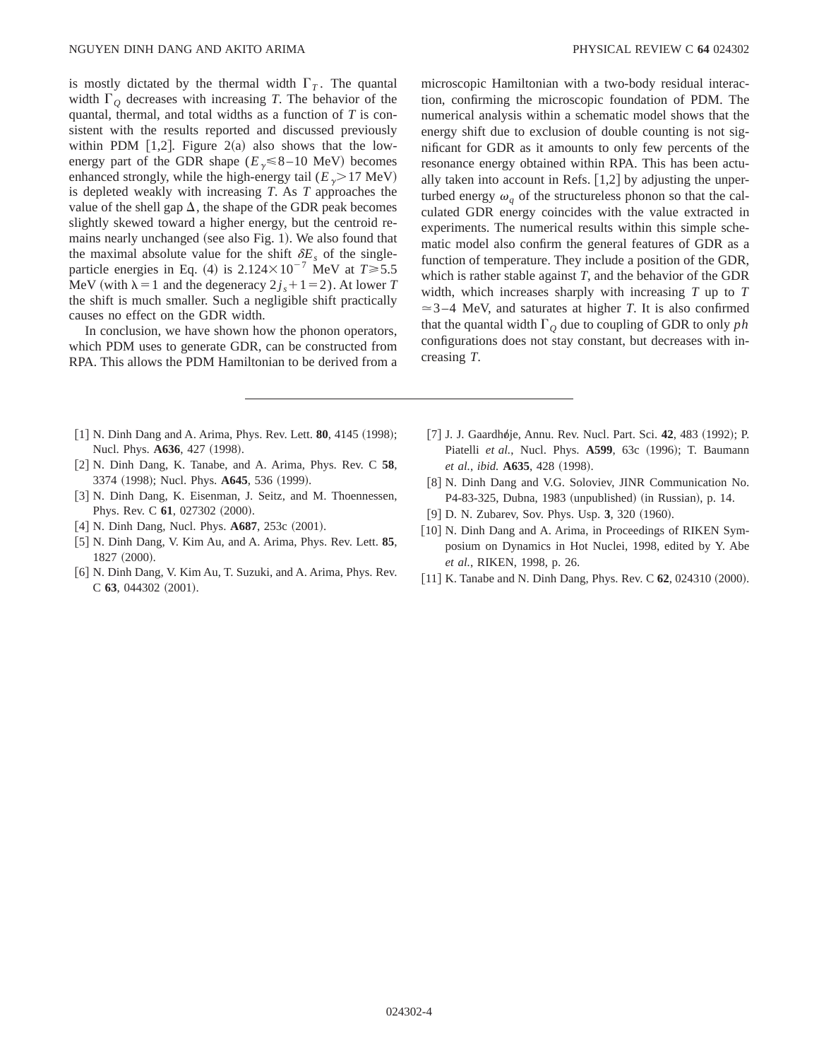is mostly dictated by the thermal width $\Gamma_T$. The quantal width $\Gamma_Q$ decreases with increasing $T$. The behavior of the quantal, thermal, and total widths as a function of $T$ is consistent with the results reported and discussed previously within PDM [1,2]. Figure 2(a) also shows that the low-energy part of the GDR shape ($E_\gamma \leqslant 8$–10 MeV) becomes enhanced strongly, while the high-energy tail ($E_\gamma > 17$ MeV) is depleted weakly with increasing $T$. As $T$ approaches the value of the shell gap $\Delta$, the shape of the GDR peak becomes slightly skewed toward a higher energy, but the centroid remains nearly unchanged (see also Fig. 1). We also found that the maximal absolute value for the shift $\delta E_s$ of the single-particle energies in Eq. (4) is $2.124 \times 10^{-7}$ MeV at $T \geqslant 5.5$ MeV (with $\lambda = 1$ and the degeneracy $2j_s + 1 = 2$). At lower $T$ the shift is much smaller. Such a negligible shift practically causes no effect on the GDR width.

In conclusion, we have shown how the phonon operators, which PDM uses to generate GDR, can be constructed from RPA. This allows the PDM Hamiltonian to be derived from a microscopic Hamiltonian with a two-body residual interaction, confirming the microscopic foundation of PDM. The numerical analysis within a schematic model shows that the energy shift due to exclusion of double counting is not significant for GDR as it amounts to only few percents of the resonance energy obtained within RPA. This has been actually taken into account in Refs. [1,2] by adjusting the unperturbed energy $\omega_q$ of the structureless phonon so that the calculated GDR energy coincides with the value extracted in experiments. The numerical results within this simple schematic model also confirm the general features of GDR as a function of temperature. They include a position of the GDR, which is rather stable against $T$, and the behavior of the GDR width, which increases sharply with increasing $T$ up to $T \simeq 3$–4 MeV, and saturates at higher $T$. It is also confirmed that the quantal width $\Gamma_Q$ due to coupling of GDR to only $ph$ configurations does not stay constant, but decreases with increasing $T$.

---

[1] N. Dinh Dang and A. Arima, Phys. Rev. Lett. **80**, 4145 (1998); Nucl. Phys. **A636**, 427 (1998).

[2] N. Dinh Dang, K. Tanabe, and A. Arima, Phys. Rev. C **58**, 3374 (1998); Nucl. Phys. **A645**, 536 (1999).

[3] N. Dinh Dang, K. Eisenman, J. Seitz, and M. Thoennessen, Phys. Rev. C **61**, 027302 (2000).

[4] N. Dinh Dang, Nucl. Phys. **A687**, 253c (2001).

[5] N. Dinh Dang, V. Kim Au, and A. Arima, Phys. Rev. Lett. **85**, 1827 (2000).

[6] N. Dinh Dang, V. Kim Au, T. Suzuki, and A. Arima, Phys. Rev. C **63**, 044302 (2001).

[7] J. J. Gaardhøje, Annu. Rev. Nucl. Part. Sci. **42**, 483 (1992); P. Piatelli *et al.*, Nucl. Phys. **A599**, 63c (1996); T. Baumann *et al.*, *ibid.* **A635**, 428 (1998).

[8] N. Dinh Dang and V.G. Soloviev, JINR Communication No. P4-83-325, Dubna, 1983 (unpublished) (in Russian), p. 14.

[9] D. N. Zubarev, Sov. Phys. Usp. **3**, 320 (1960).

[10] N. Dinh Dang and A. Arima, in Proceedings of RIKEN Symposium on Dynamics in Hot Nuclei, 1998, edited by Y. Abe *et al.*, RIKEN, 1998, p. 26.

[11] K. Tanabe and N. Dinh Dang, Phys. Rev. C **62**, 024310 (2000).